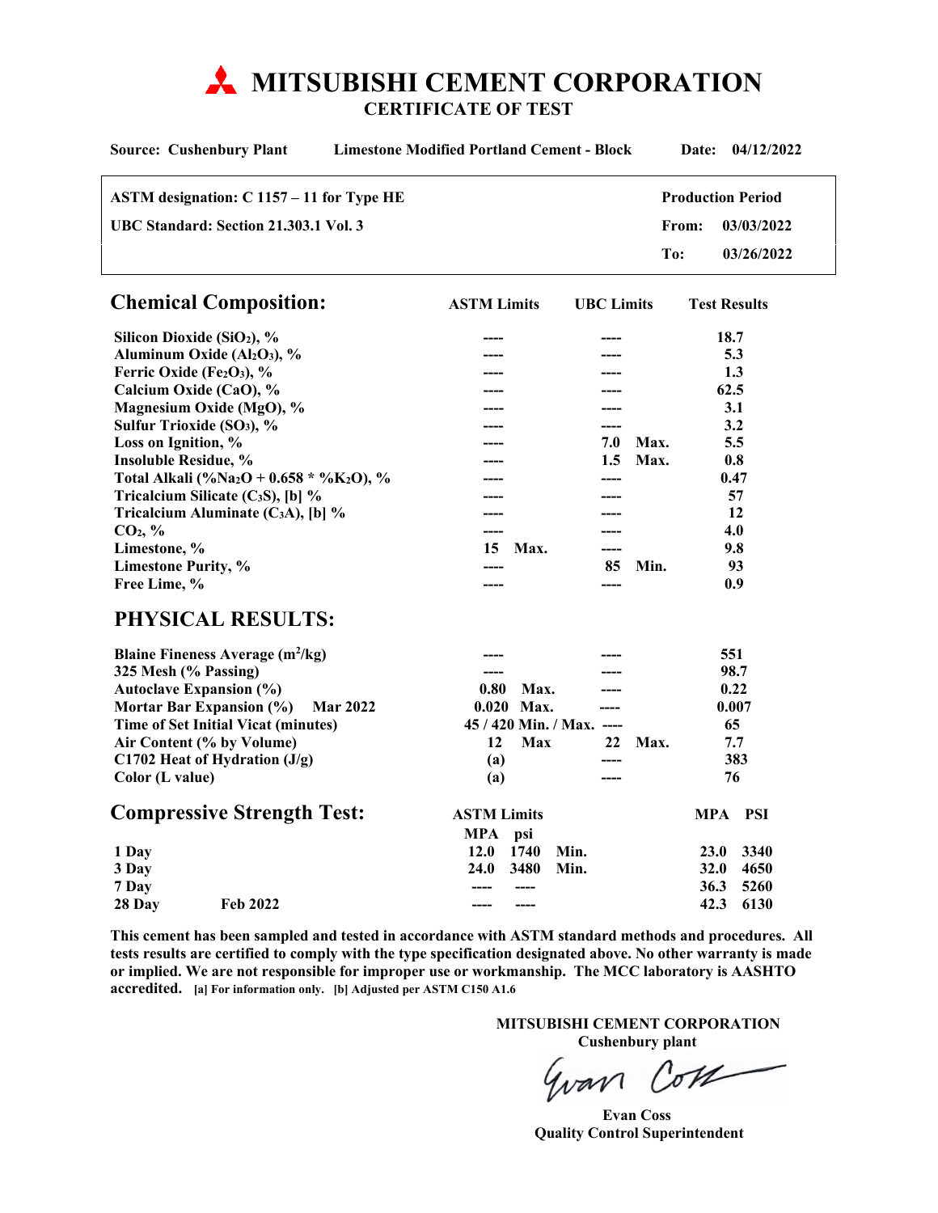# MITSUBISHI CEMENT CORPORATION

## CERTIFICATE OF TEST

**Source: Cushenbury Plant** **Limestone Modified Portland Cement - Block** **Date: 04/12/2022**

| | |
|---|---|
| **ASTM designation: C 1157 – 11 for Type HE** | **Production Period** |
| **UBC Standard: Section 21.303.1 Vol. 3** | **From: 03/03/2022** |
| | **To: 03/26/2022** |

## Chemical Composition:

| | ASTM Limits | UBC Limits | Test Results |
|---|---|---|---|
| Silicon Dioxide ($SiO_2$), % | ---- | ---- | 18.7 |
| Aluminum Oxide ($Al_2O_3$), % | ---- | ---- | 5.3 |
| Ferric Oxide ($Fe_2O_3$), % | ---- | ---- | 1.3 |
| Calcium Oxide (CaO), % | ---- | ---- | 62.5 |
| Magnesium Oxide (MgO), % | ---- | ---- | 3.1 |
| Sulfur Trioxide ($SO_3$), % | ---- | ---- | 3.2 |
| Loss on Ignition, % | ---- | 7.0 Max. | 5.5 |
| Insoluble Residue, % | ---- | 1.5 Max. | 0.8 |
| Total Alkali (% $Na_2O$ + 0.658 * % $K_2O$), % | ---- | ---- | 0.47 |
| Tricalcium Silicate ($C_3S$), [b] % | ---- | ---- | 57 |
| Tricalcium Aluminate ($C_3A$), [b] % | ---- | ---- | 12 |
| $CO_2$, % | ---- | ---- | 4.0 |
| Limestone, % | 15 Max. | ---- | 9.8 |
| Limestone Purity, % | ---- | 85 Min. | 93 |
| Free Lime, % | ---- | ---- | 0.9 |

## PHYSICAL RESULTS:

| | ASTM Limits | UBC Limits | Test Results |
|---|---|---|---|
| Blaine Fineness Average ($m^2$/kg) | ---- | ---- | 551 |
| 325 Mesh (% Passing) | ---- | ---- | 98.7 |
| Autoclave Expansion (%) | 0.80 Max. | ---- | 0.22 |
| Mortar Bar Expansion (%) Mar 2022 | 0.020 Max. | ---- | 0.007 |
| Time of Set Initial Vicat (minutes) | 45 / 420 Min. / Max. | ---- | 65 |
| Air Content (% by Volume) | 12 Max | 22 Max. | 7.7 |
| C1702 Heat of Hydration (J/g) | (a) | ---- | 383 |
| Color (L value) | (a) | ---- | 76 |

## Compressive Strength Test:

| | ASTM Limits MPA | ASTM Limits psi | | MPA | PSI |
|---|---|---|---|---|---|
| 1 Day | 12.0 | 1740 | Min. | 23.0 | 3340 |
| 3 Day | 24.0 | 3480 | Min. | 32.0 | 4650 |
| 7 Day | ---- | ---- | | 36.3 | 5260 |
| 28 Day Feb 2022 | ---- | ---- | | 42.3 | 6130 |

**This cement has been sampled and tested in accordance with ASTM standard methods and procedures. All tests results are certified to comply with the type specification designated above. No other warranty is made or implied. We are not responsible for improper use or workmanship. The MCC laboratory is AASHTO accredited.** [a] For information only. [b] Adjusted per ASTM C150 A1.6

**MITSUBISHI CEMENT CORPORATION**
**Cushenbury plant**

Evan Coss

**Evan Coss**
**Quality Control Superintendent**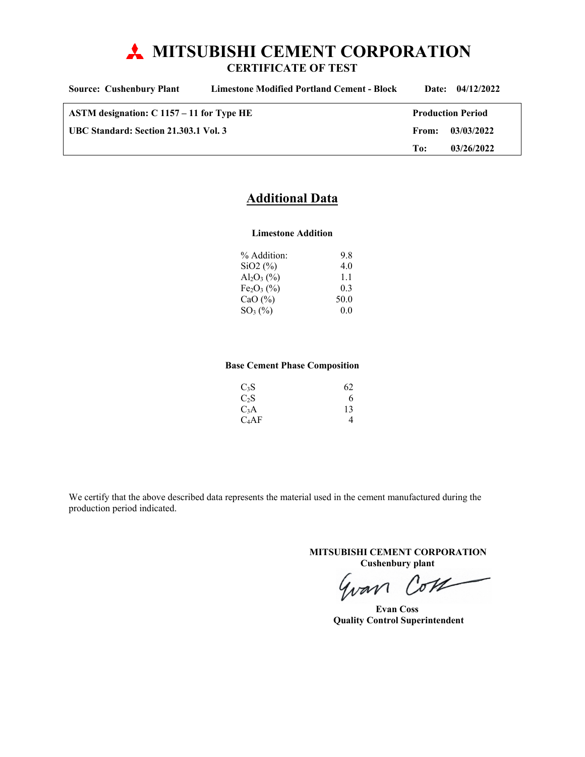# MITSUBISHI CEMENT CORPORATION

## CERTIFICATE OF TEST

**Source: Cushenbury Plant** **Limestone Modified Portland Cement - Block** **Date: 04/12/2022**

| | |
|---|---|
| **ASTM designation: C 1157 – 11 for Type HE** | **Production Period** |
| **UBC Standard: Section 21.303.1 Vol. 3** | **From: 03/03/2022** |
| | **To: 03/26/2022** |

## Additional Data

**Limestone Addition**

| | |
|---|---|
| % Addition: | 9.8 |
| SiO2 (%) | 4.0 |
| $Al_2O_3$ (%) | 1.1 |
| $Fe_2O_3$ (%) | 0.3 |
| CaO (%) | 50.0 |
| $SO_3$ (%) | 0.0 |

**Base Cement Phase Composition**

| | |
|---|---|
| $C_3S$ | 62 |
| $C_2S$ | 6 |
| $C_3A$ | 13 |
| $C_4AF$ | 4 |

We certify that the above described data represents the material used in the cement manufactured during the production period indicated.

**MITSUBISHI CEMENT CORPORATION**
**Cushenbury plant**

Evan Coss

**Evan Coss**
**Quality Control Superintendent**